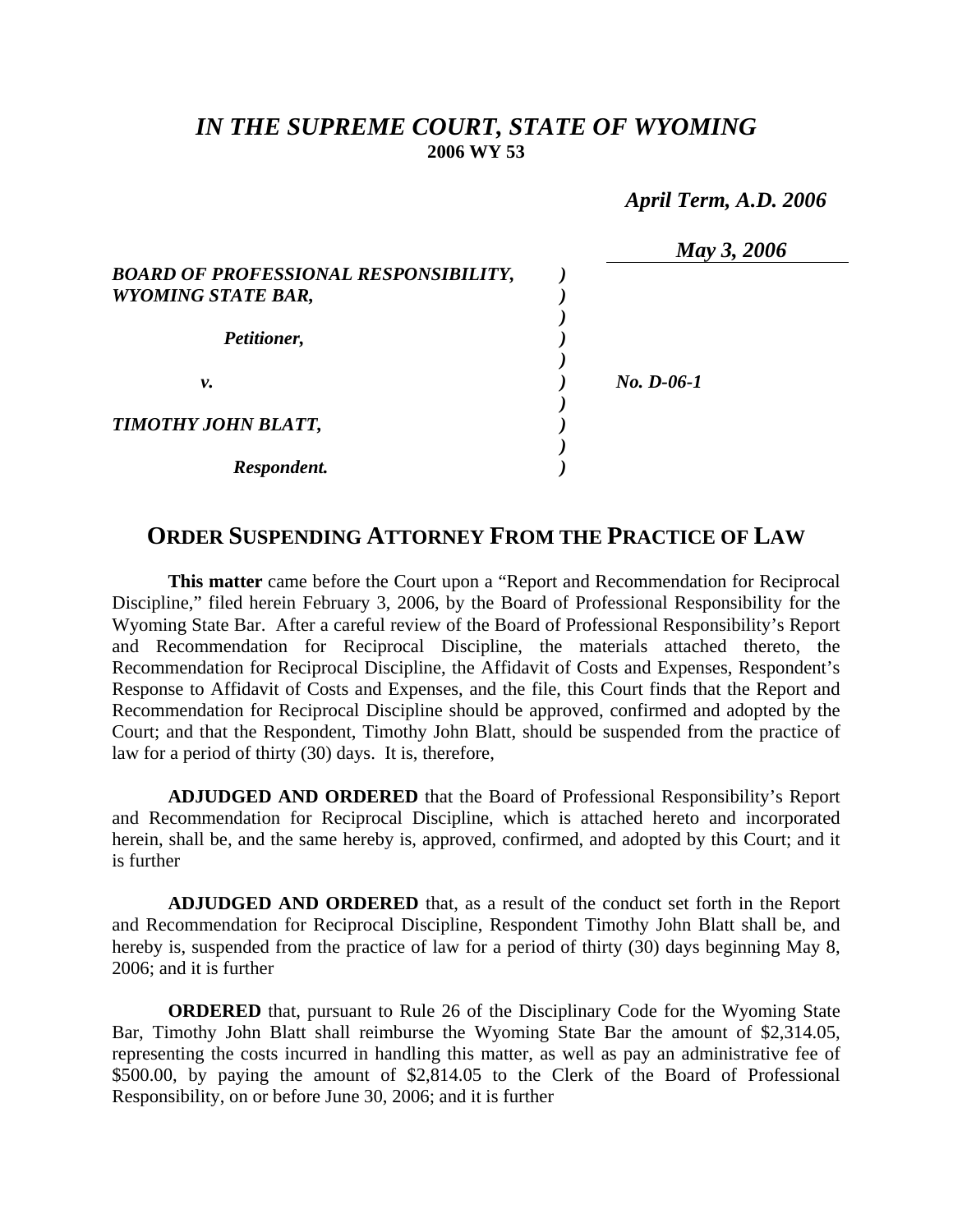# *IN THE SUPREME COURT, STATE OF WYOMING*

**2006 WY 53**

***April Term, A.D. 2006***

***May 3, 2006***

***BOARD OF PROFESSIONAL RESPONSIBILITY, WYOMING STATE BAR,***

***Petitioner,***

***v.***

***TIMOTHY JOHN BLATT,***

***Respondent.***

***No. D-06-1***

## ORDER SUSPENDING ATTORNEY FROM THE PRACTICE OF LAW

**This matter** came before the Court upon a "Report and Recommendation for Reciprocal Discipline," filed herein February 3, 2006, by the Board of Professional Responsibility for the Wyoming State Bar. After a careful review of the Board of Professional Responsibility's Report and Recommendation for Reciprocal Discipline, the materials attached thereto, the Recommendation for Reciprocal Discipline, the Affidavit of Costs and Expenses, Respondent's Response to Affidavit of Costs and Expenses, and the file, this Court finds that the Report and Recommendation for Reciprocal Discipline should be approved, confirmed and adopted by the Court; and that the Respondent, Timothy John Blatt, should be suspended from the practice of law for a period of thirty (30) days. It is, therefore,

**ADJUDGED AND ORDERED** that the Board of Professional Responsibility's Report and Recommendation for Reciprocal Discipline, which is attached hereto and incorporated herein, shall be, and the same hereby is, approved, confirmed, and adopted by this Court; and it is further

**ADJUDGED AND ORDERED** that, as a result of the conduct set forth in the Report and Recommendation for Reciprocal Discipline, Respondent Timothy John Blatt shall be, and hereby is, suspended from the practice of law for a period of thirty (30) days beginning May 8, 2006; and it is further

**ORDERED** that, pursuant to Rule 26 of the Disciplinary Code for the Wyoming State Bar, Timothy John Blatt shall reimburse the Wyoming State Bar the amount of $2,314.05, representing the costs incurred in handling this matter, as well as pay an administrative fee of $500.00, by paying the amount of $2,814.05 to the Clerk of the Board of Professional Responsibility, on or before June 30, 2006; and it is further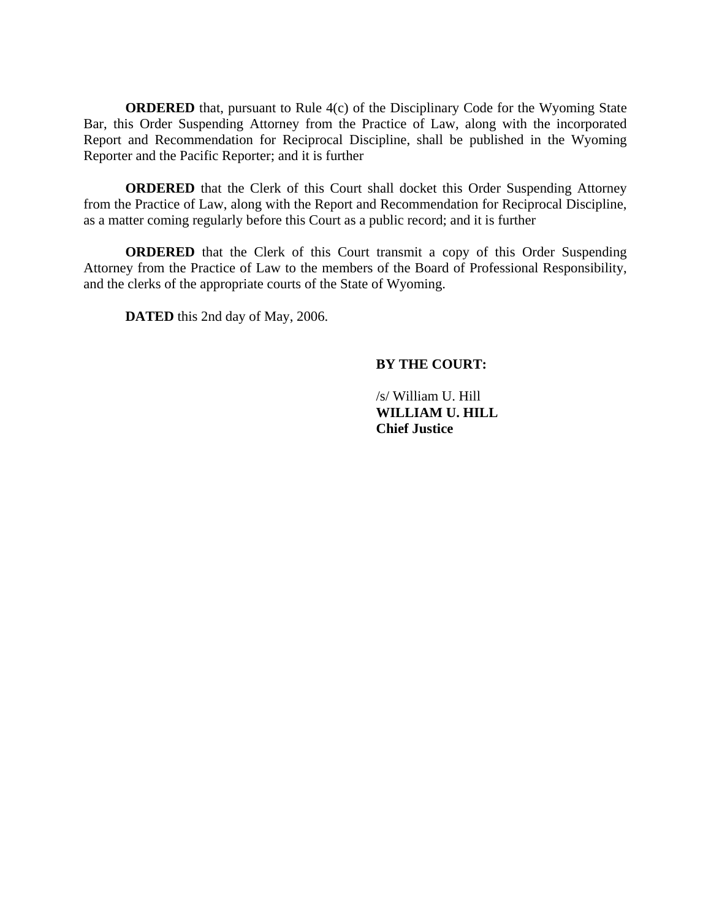**ORDERED** that, pursuant to Rule 4(c) of the Disciplinary Code for the Wyoming State Bar, this Order Suspending Attorney from the Practice of Law, along with the incorporated Report and Recommendation for Reciprocal Discipline, shall be published in the Wyoming Reporter and the Pacific Reporter; and it is further

**ORDERED** that the Clerk of this Court shall docket this Order Suspending Attorney from the Practice of Law, along with the Report and Recommendation for Reciprocal Discipline, as a matter coming regularly before this Court as a public record; and it is further

**ORDERED** that the Clerk of this Court transmit a copy of this Order Suspending Attorney from the Practice of Law to the members of the Board of Professional Responsibility, and the clerks of the appropriate courts of the State of Wyoming.

**DATED** this 2nd day of May, 2006.

**BY THE COURT:**

/s/ William U. Hill
**WILLIAM U. HILL**
**Chief Justice**